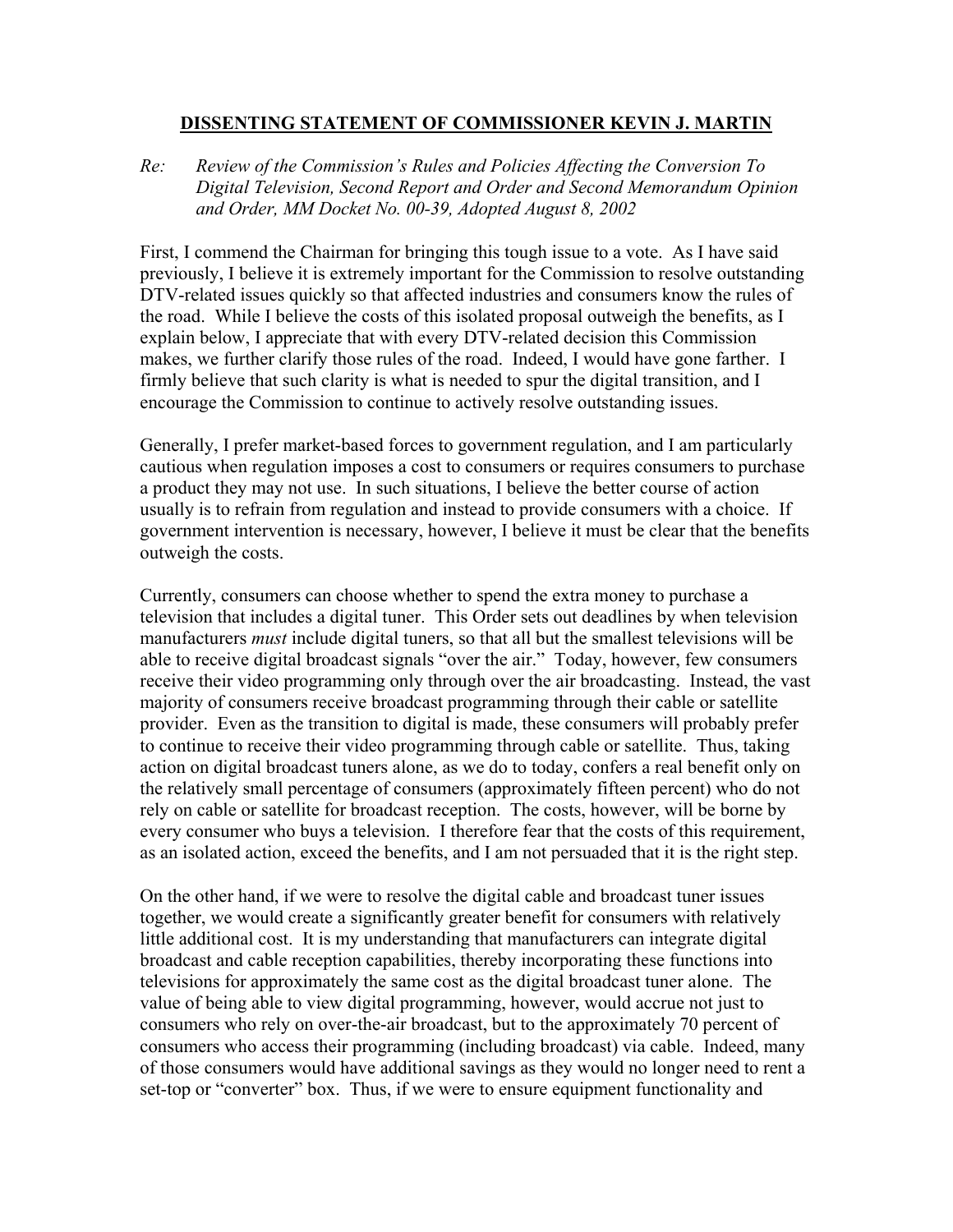## **DISSENTING STATEMENT OF COMMISSIONER KEVIN J. MARTIN**

*Re:* *Review of the Commission's Rules and Policies Affecting the Conversion To Digital Television, Second Report and Order and Second Memorandum Opinion and Order, MM Docket No. 00-39, Adopted August 8, 2002*

First, I commend the Chairman for bringing this tough issue to a vote. As I have said previously, I believe it is extremely important for the Commission to resolve outstanding DTV-related issues quickly so that affected industries and consumers know the rules of the road. While I believe the costs of this isolated proposal outweigh the benefits, as I explain below, I appreciate that with every DTV-related decision this Commission makes, we further clarify those rules of the road. Indeed, I would have gone farther. I firmly believe that such clarity is what is needed to spur the digital transition, and I encourage the Commission to continue to actively resolve outstanding issues.

Generally, I prefer market-based forces to government regulation, and I am particularly cautious when regulation imposes a cost to consumers or requires consumers to purchase a product they may not use. In such situations, I believe the better course of action usually is to refrain from regulation and instead to provide consumers with a choice. If government intervention is necessary, however, I believe it must be clear that the benefits outweigh the costs.

Currently, consumers can choose whether to spend the extra money to purchase a television that includes a digital tuner. This Order sets out deadlines by when television manufacturers *must* include digital tuners, so that all but the smallest televisions will be able to receive digital broadcast signals "over the air." Today, however, few consumers receive their video programming only through over the air broadcasting. Instead, the vast majority of consumers receive broadcast programming through their cable or satellite provider. Even as the transition to digital is made, these consumers will probably prefer to continue to receive their video programming through cable or satellite. Thus, taking action on digital broadcast tuners alone, as we do to today, confers a real benefit only on the relatively small percentage of consumers (approximately fifteen percent) who do not rely on cable or satellite for broadcast reception. The costs, however, will be borne by every consumer who buys a television. I therefore fear that the costs of this requirement, as an isolated action, exceed the benefits, and I am not persuaded that it is the right step.

On the other hand, if we were to resolve the digital cable and broadcast tuner issues together, we would create a significantly greater benefit for consumers with relatively little additional cost. It is my understanding that manufacturers can integrate digital broadcast and cable reception capabilities, thereby incorporating these functions into televisions for approximately the same cost as the digital broadcast tuner alone. The value of being able to view digital programming, however, would accrue not just to consumers who rely on over-the-air broadcast, but to the approximately 70 percent of consumers who access their programming (including broadcast) via cable. Indeed, many of those consumers would have additional savings as they would no longer need to rent a set-top or "converter" box. Thus, if we were to ensure equipment functionality and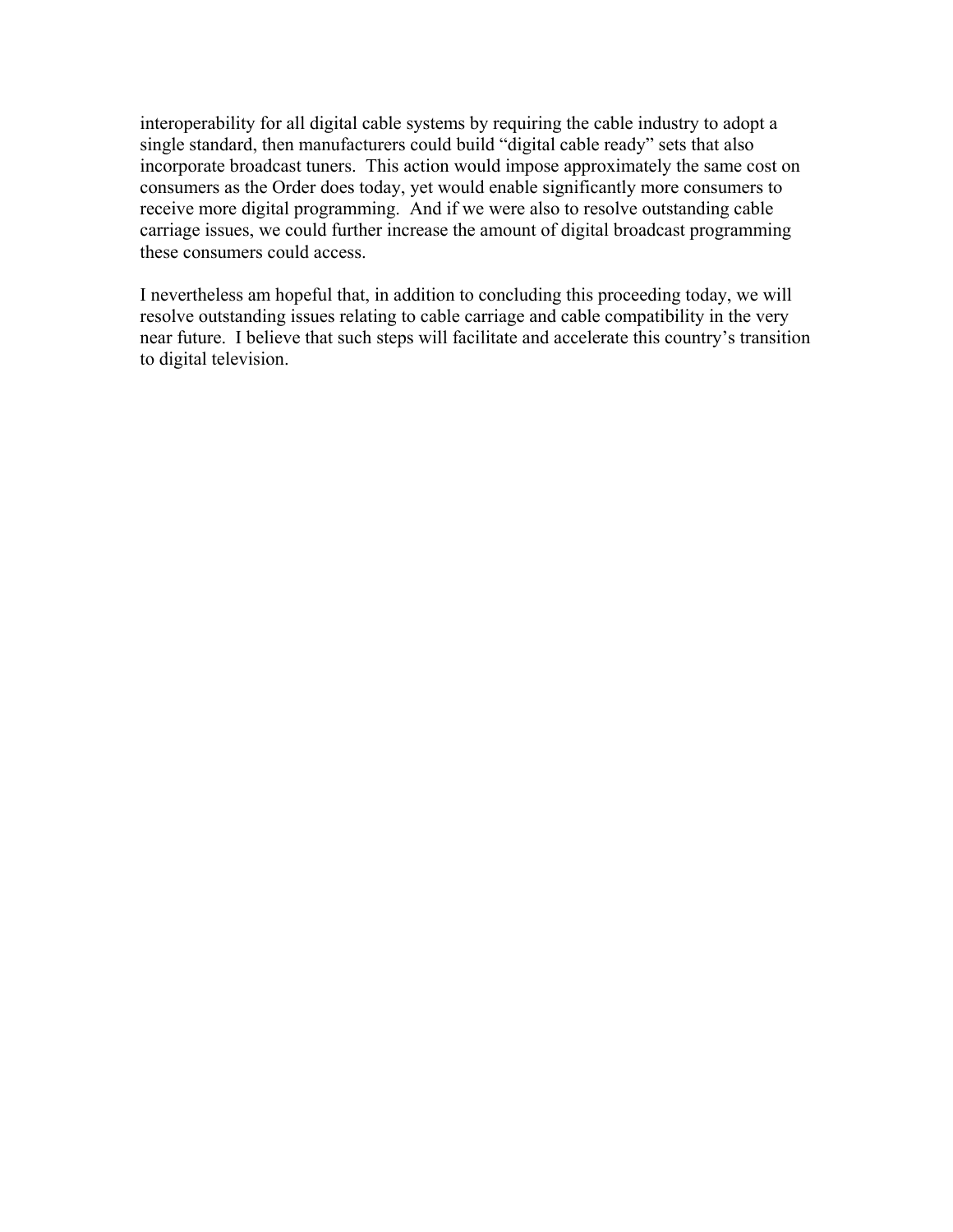interoperability for all digital cable systems by requiring the cable industry to adopt a single standard, then manufacturers could build "digital cable ready" sets that also incorporate broadcast tuners. This action would impose approximately the same cost on consumers as the Order does today, yet would enable significantly more consumers to receive more digital programming. And if we were also to resolve outstanding cable carriage issues, we could further increase the amount of digital broadcast programming these consumers could access.

I nevertheless am hopeful that, in addition to concluding this proceeding today, we will resolve outstanding issues relating to cable carriage and cable compatibility in the very near future. I believe that such steps will facilitate and accelerate this country's transition to digital television.